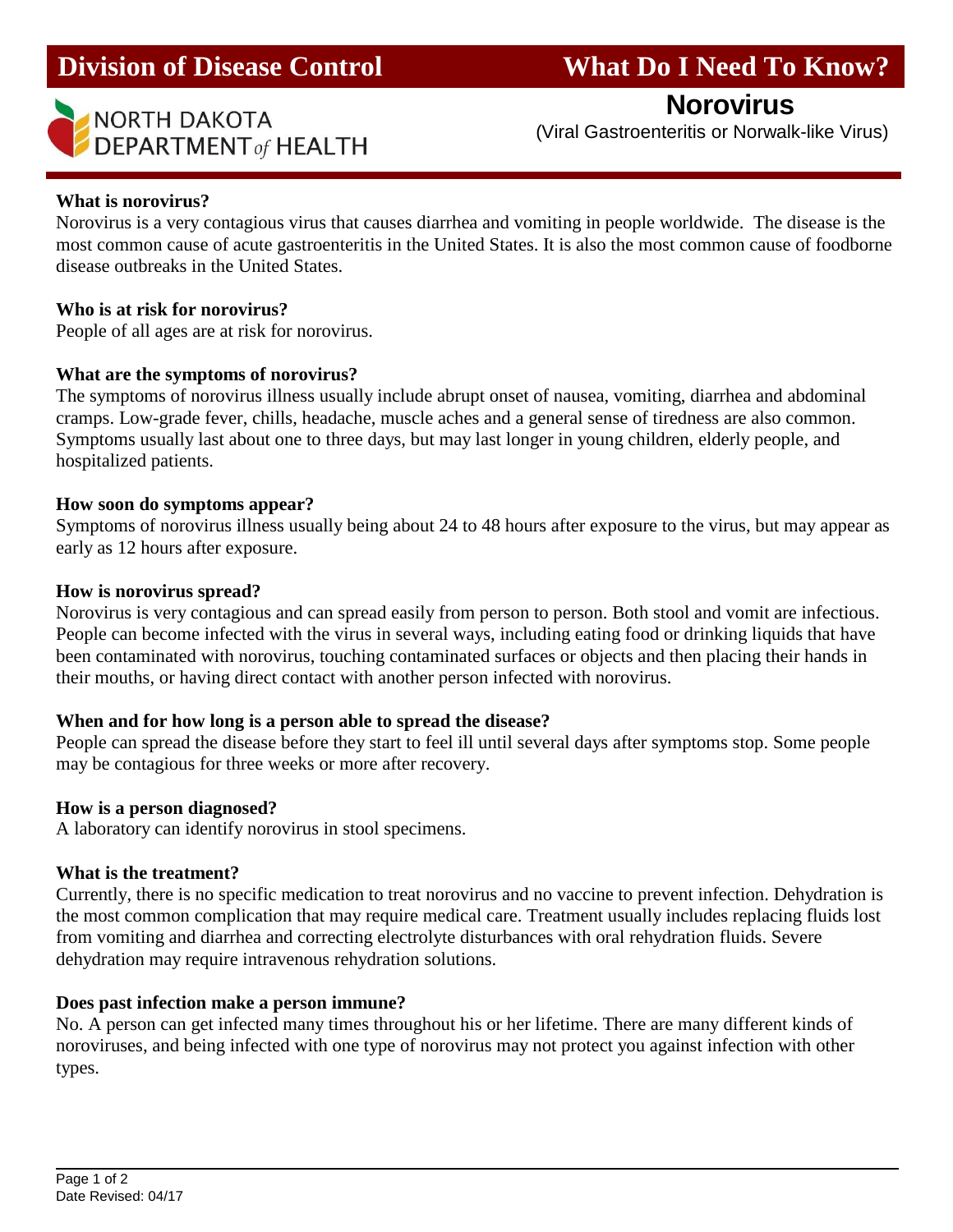# Division of Disease Control — What Do I Need To Know?

NORTH DAKOTA DEPARTMENT *of* HEALTH

## Norovirus

(Viral Gastroenteritis or Norwalk-like Virus)

**What is norovirus?**

Norovirus is a very contagious virus that causes diarrhea and vomiting in people worldwide. The disease is the most common cause of acute gastroenteritis in the United States. It is also the most common cause of foodborne disease outbreaks in the United States.

**Who is at risk for norovirus?**

People of all ages are at risk for norovirus.

**What are the symptoms of norovirus?**

The symptoms of norovirus illness usually include abrupt onset of nausea, vomiting, diarrhea and abdominal cramps. Low-grade fever, chills, headache, muscle aches and a general sense of tiredness are also common. Symptoms usually last about one to three days, but may last longer in young children, elderly people, and hospitalized patients.

**How soon do symptoms appear?**

Symptoms of norovirus illness usually being about 24 to 48 hours after exposure to the virus, but may appear as early as 12 hours after exposure.

**How is norovirus spread?**

Norovirus is very contagious and can spread easily from person to person. Both stool and vomit are infectious. People can become infected with the virus in several ways, including eating food or drinking liquids that have been contaminated with norovirus, touching contaminated surfaces or objects and then placing their hands in their mouths, or having direct contact with another person infected with norovirus.

**When and for how long is a person able to spread the disease?**

People can spread the disease before they start to feel ill until several days after symptoms stop. Some people may be contagious for three weeks or more after recovery.

**How is a person diagnosed?**

A laboratory can identify norovirus in stool specimens.

**What is the treatment?**

Currently, there is no specific medication to treat norovirus and no vaccine to prevent infection. Dehydration is the most common complication that may require medical care. Treatment usually includes replacing fluids lost from vomiting and diarrhea and correcting electrolyte disturbances with oral rehydration fluids. Severe dehydration may require intravenous rehydration solutions.

**Does past infection make a person immune?**

No. A person can get infected many times throughout his or her lifetime. There are many different kinds of noroviruses, and being infected with one type of norovirus may not protect you against infection with other types.

Date Revised: 04/17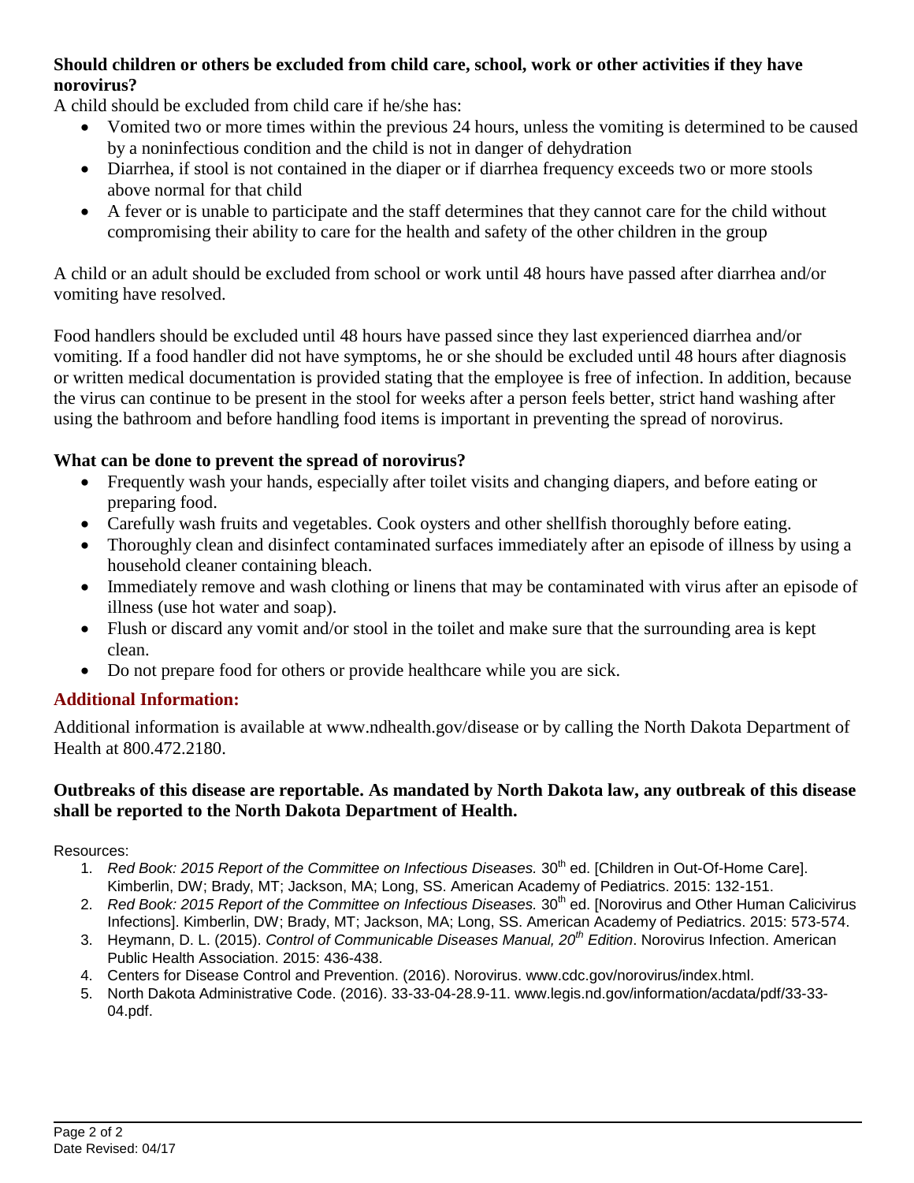**Should children or others be excluded from child care, school, work or other activities if they have norovirus?**

A child should be excluded from child care if he/she has:

- Vomited two or more times within the previous 24 hours, unless the vomiting is determined to be caused by a noninfectious condition and the child is not in danger of dehydration
- Diarrhea, if stool is not contained in the diaper or if diarrhea frequency exceeds two or more stools above normal for that child
- A fever or is unable to participate and the staff determines that they cannot care for the child without compromising their ability to care for the health and safety of the other children in the group

A child or an adult should be excluded from school or work until 48 hours have passed after diarrhea and/or vomiting have resolved.

Food handlers should be excluded until 48 hours have passed since they last experienced diarrhea and/or vomiting. If a food handler did not have symptoms, he or she should be excluded until 48 hours after diagnosis or written medical documentation is provided stating that the employee is free of infection. In addition, because the virus can continue to be present in the stool for weeks after a person feels better, strict hand washing after using the bathroom and before handling food items is important in preventing the spread of norovirus.

**What can be done to prevent the spread of norovirus?**

- Frequently wash your hands, especially after toilet visits and changing diapers, and before eating or preparing food.
- Carefully wash fruits and vegetables. Cook oysters and other shellfish thoroughly before eating.
- Thoroughly clean and disinfect contaminated surfaces immediately after an episode of illness by using a household cleaner containing bleach.
- Immediately remove and wash clothing or linens that may be contaminated with virus after an episode of illness (use hot water and soap).
- Flush or discard any vomit and/or stool in the toilet and make sure that the surrounding area is kept clean.
- Do not prepare food for others or provide healthcare while you are sick.

## Additional Information:

Additional information is available at www.ndhealth.gov/disease or by calling the North Dakota Department of Health at 800.472.2180.

**Outbreaks of this disease are reportable. As mandated by North Dakota law, any outbreak of this disease shall be reported to the North Dakota Department of Health.**

Resources:

1. *Red Book: 2015 Report of the Committee on Infectious Diseases.* 30th ed. [Children in Out-Of-Home Care]. Kimberlin, DW; Brady, MT; Jackson, MA; Long, SS. American Academy of Pediatrics. 2015: 132-151.
2. *Red Book: 2015 Report of the Committee on Infectious Diseases.* 30th ed. [Norovirus and Other Human Calicivirus Infections]. Kimberlin, DW; Brady, MT; Jackson, MA; Long, SS. American Academy of Pediatrics. 2015: 573-574.
3. Heymann, D. L. (2015). *Control of Communicable Diseases Manual, 20th Edition*. Norovirus Infection. American Public Health Association. 2015: 436-438.
4. Centers for Disease Control and Prevention. (2016). Norovirus. www.cdc.gov/norovirus/index.html.
5. North Dakota Administrative Code. (2016). 33-33-04-28.9-11. www.legis.nd.gov/information/acdata/pdf/33-33-04.pdf.

Date Revised: 04/17